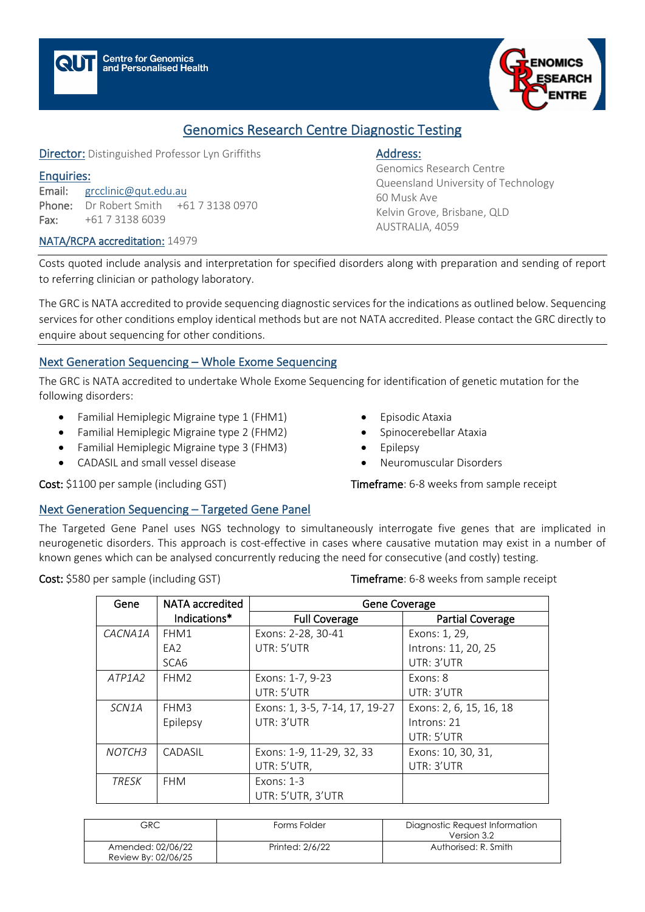QUT Centre for Genomics and Personalised Health

GENOMICS RESEARCH CENTRE

# Genomics Research Centre Diagnostic Testing

**Director:** Distinguished Professor Lyn Griffiths

**Enquiries:**
Email: grcclinic@qut.edu.au
Phone: Dr Robert Smith +61 7 3138 0970
Fax: +61 7 3138 6039

**NATA/RCPA accreditation:** 14979

**Address:**
Genomics Research Centre
Queensland University of Technology
60 Musk Ave
Kelvin Grove, Brisbane, QLD
AUSTRALIA, 4059

Costs quoted include analysis and interpretation for specified disorders along with preparation and sending of report to referring clinician or pathology laboratory.

The GRC is NATA accredited to provide sequencing diagnostic services for the indications as outlined below. Sequencing services for other conditions employ identical methods but are not NATA accredited. Please contact the GRC directly to enquire about sequencing for other conditions.

## Next Generation Sequencing – Whole Exome Sequencing

The GRC is NATA accredited to undertake Whole Exome Sequencing for identification of genetic mutation for the following disorders:

- Familial Hemiplegic Migraine type 1 (FHM1)
- Familial Hemiplegic Migraine type 2 (FHM2)
- Familial Hemiplegic Migraine type 3 (FHM3)
- CADASIL and small vessel disease
- Episodic Ataxia
- Spinocerebellar Ataxia
- Epilepsy
- Neuromuscular Disorders

**Cost:** $1100 per sample (including GST)

**Timeframe**: 6-8 weeks from sample receipt

## Next Generation Sequencing – Targeted Gene Panel

The Targeted Gene Panel uses NGS technology to simultaneously interrogate five genes that are implicated in neurogenetic disorders. This approach is cost-effective in cases where causative mutation may exist in a number of known genes which can be analysed concurrently reducing the need for consecutive (and costly) testing.

**Cost:** $580 per sample (including GST)

**Timeframe**: 6-8 weeks from sample receipt

| Gene | NATA accredited Indications* | Gene Coverage | |
|---|---|---|---|
| | | Full Coverage | Partial Coverage |
| *CACNA1A* | FHM1<br>EA2<br>SCA6 | Exons: 2-28, 30-41<br>UTR: 5'UTR | Exons: 1, 29,<br>Introns: 11, 20, 25<br>UTR: 3'UTR |
| *ATP1A2* | FHM2 | Exons: 1-7, 9-23<br>UTR: 5'UTR | Exons: 8<br>UTR: 3'UTR |
| *SCN1A* | FHM3<br>Epilepsy | Exons: 1, 3-5, 7-14, 17, 19-27<br>UTR: 3'UTR | Exons: 2, 6, 15, 16, 18<br>Introns: 21<br>UTR: 5'UTR |
| *NOTCH3* | CADASIL | Exons: 1-9, 11-29, 32, 33<br>UTR: 5'UTR, | Exons: 10, 30, 31,<br>UTR: 3'UTR |
| *TRESK* | FHM | Exons: 1-3<br>UTR: 5'UTR, 3'UTR | |

| GRC | Forms Folder | Diagnostic Request Information Version 3.2 |
|---|---|---|
| Amended: 02/06/22<br>Review By: 02/06/25 | Printed: 2/6/22 | Authorised: R. Smith |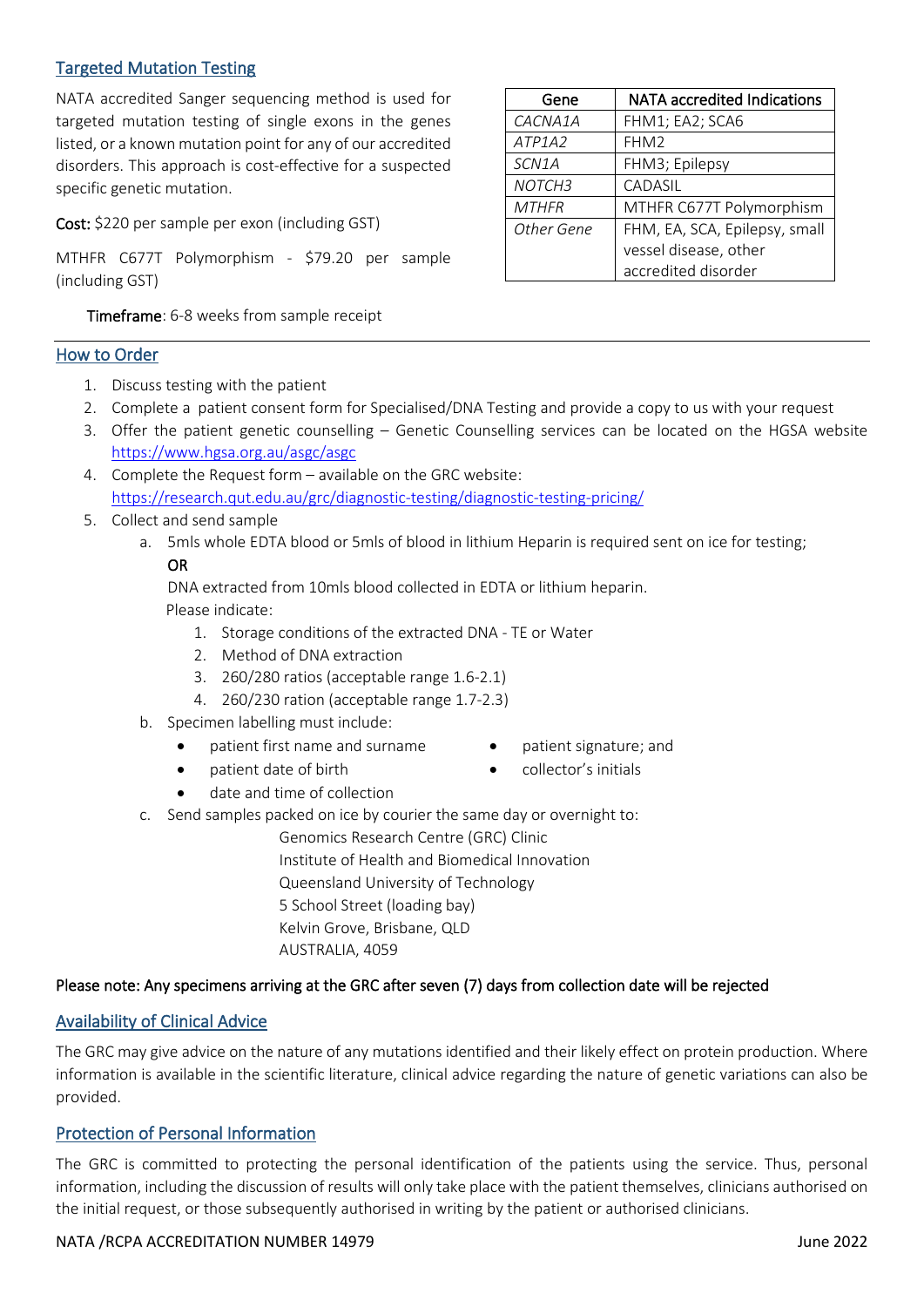## Targeted Mutation Testing

NATA accredited Sanger sequencing method is used for targeted mutation testing of single exons in the genes listed, or a known mutation point for any of our accredited disorders. This approach is cost-effective for a suspected specific genetic mutation.

**Cost:** $220 per sample per exon (including GST)

MTHFR C677T Polymorphism - $79.20 per sample (including GST)

**Timeframe**: 6-8 weeks from sample receipt

| Gene | NATA accredited Indications |
|---|---|
| *CACNA1A* | FHM1; EA2; SCA6 |
| *ATP1A2* | FHM2 |
| *SCN1A* | FHM3; Epilepsy |
| *NOTCH3* | CADASIL |
| *MTHFR* | MTHFR C677T Polymorphism |
| *Other Gene* | FHM, EA, SCA, Epilepsy, small vessel disease, other accredited disorder |

## How to Order

1. Discuss testing with the patient
2. Complete a patient consent form for Specialised/DNA Testing and provide a copy to us with your request
3. Offer the patient genetic counselling – Genetic Counselling services can be located on the HGSA website https://www.hgsa.org.au/asgc/asgc
4. Complete the Request form – available on the GRC website: https://research.qut.edu.au/grc/diagnostic-testing/diagnostic-testing-pricing/
5. Collect and send sample
   a. 5mls whole EDTA blood or 5mls of blood in lithium Heparin is required sent on ice for testing;
      **OR**
      DNA extracted from 10mls blood collected in EDTA or lithium heparin.
      Please indicate:
      1. Storage conditions of the extracted DNA - TE or Water
      2. Method of DNA extraction
      3. 260/280 ratios (acceptable range 1.6-2.1)
      4. 260/230 ration (acceptable range 1.7-2.3)
   b. Specimen labelling must include:
      - patient first name and surname
      - patient date of birth
      - date and time of collection
      - patient signature; and
      - collector's initials
   c. Send samples packed on ice by courier the same day or overnight to:
      Genomics Research Centre (GRC) Clinic
      Institute of Health and Biomedical Innovation
      Queensland University of Technology
      5 School Street (loading bay)
      Kelvin Grove, Brisbane, QLD
      AUSTRALIA, 4059

**Please note: Any specimens arriving at the GRC after seven (7) days from collection date will be rejected**

## Availability of Clinical Advice

The GRC may give advice on the nature of any mutations identified and their likely effect on protein production. Where information is available in the scientific literature, clinical advice regarding the nature of genetic variations can also be provided.

## Protection of Personal Information

The GRC is committed to protecting the personal identification of the patients using the service. Thus, personal information, including the discussion of results will only take place with the patient themselves, clinicians authorised on the initial request, or those subsequently authorised in writing by the patient or authorised clinicians.

NATA /RCPA ACCREDITATION NUMBER 14979 June 2022